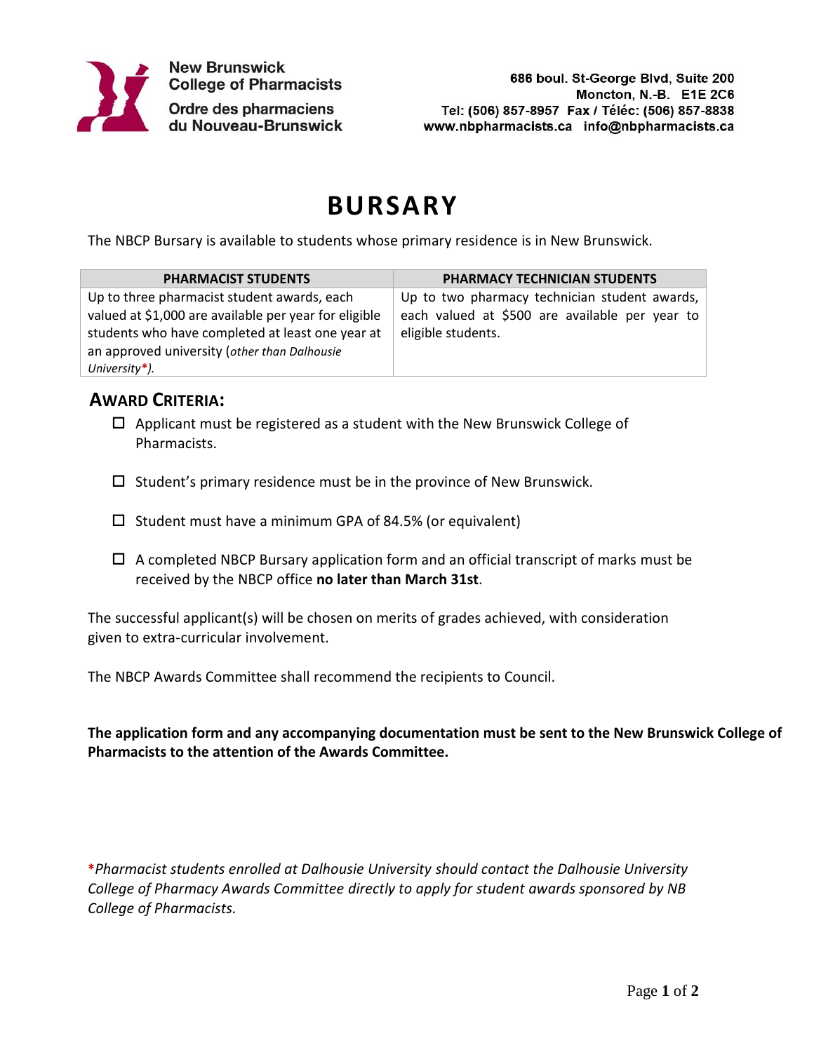New Brunswick
College of Pharmacists

Ordre des pharmaciens
du Nouveau-Brunswick

686 boul. St-George Blvd, Suite 200
Moncton, N.-B. E1E 2C6
Tel: (506) 857-8957 Fax / Téléc: (506) 857-8838
www.nbpharmacists.ca info@nbpharmacists.ca

# BURSARY

The NBCP Bursary is available to students whose primary residence is in New Brunswick.

| PHARMACIST STUDENTS | PHARMACY TECHNICIAN STUDENTS |
| --- | --- |
| Up to three pharmacist student awards, each valued at $1,000 are available per year for eligible students who have completed at least one year at an approved university (*other than Dalhousie University*\*). | Up to two pharmacy technician student awards, each valued at $500 are available per year to eligible students. |

## AWARD CRITERIA:

- ☐ Applicant must be registered as a student with the New Brunswick College of Pharmacists.
- ☐ Student's primary residence must be in the province of New Brunswick.
- ☐ Student must have a minimum GPA of 84.5% (or equivalent)
- ☐ A completed NBCP Bursary application form and an official transcript of marks must be received by the NBCP office **no later than March 31st**.

The successful applicant(s) will be chosen on merits of grades achieved, with consideration given to extra-curricular involvement.

The NBCP Awards Committee shall recommend the recipients to Council.

**The application form and any accompanying documentation must be sent to the New Brunswick College of Pharmacists to the attention of the Awards Committee.**

\**Pharmacist students enrolled at Dalhousie University should contact the Dalhousie University College of Pharmacy Awards Committee directly to apply for student awards sponsored by NB College of Pharmacists.*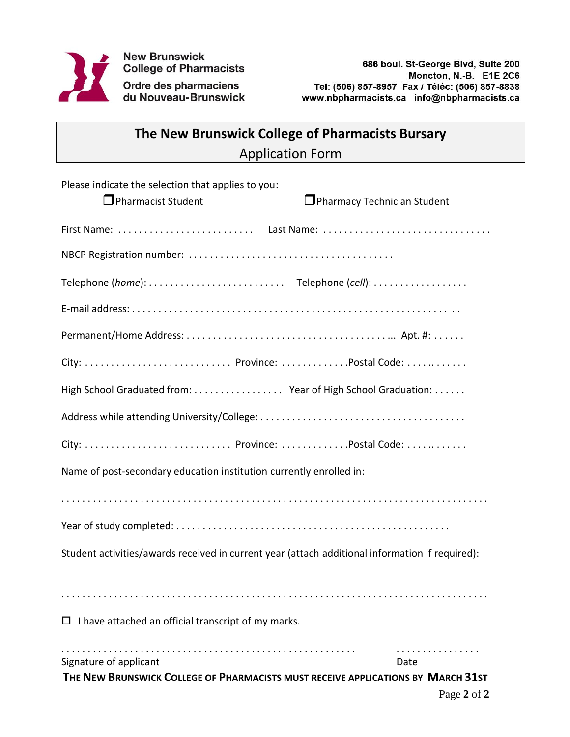**New Brunswick College of Pharmacists**
**Ordre des pharmaciens du Nouveau-Brunswick**

**686 boul. St-George Blvd, Suite 200**
**Moncton, N.-B. E1E 2C6**
**Tel: (506) 857-8957 Fax / Téléc: (506) 857-8838**
**www.nbpharmacists.ca info@nbpharmacists.ca**

# The New Brunswick College of Pharmacists Bursary

## Application Form

Please indicate the selection that applies to you:

☐ Pharmacist Student ☐ Pharmacy Technician Student

First Name: . . . . . . . . . . . . . . . . . . . . . . . . . . Last Name: . . . . . . . . . . . . . . . . . . . . . . . . . . . . . . .

NBCP Registration number: . . . . . . . . . . . . . . . . . . . . . . . . . . . . . . . . . . . . .

Telephone (*home*): . . . . . . . . . . . . . . . . . . . . . . . . . . Telephone (*cell*): . . . . . . . . . . . . . . . . . .

E-mail address: . . . . . . . . . . . . . . . . . . . . . . . . . . . . . . . . . . . . . . . . . . . . . . . . . . . . . . . . . . . .

Permanent/Home Address: . . . . . . . . . . . . . . . . . . . . . . . . . . . . . . . . . . . . . . .. Apt. #: . . . . . .

City: . . . . . . . . . . . . . . . . . . . . . . . . . . . Province: . . . . . . . . . . . . .Postal Code: . . . . .. . . . . . .

High School Graduated from: . . . . . . . . . . . . . . . . . Year of High School Graduation: . . . . . .

Address while attending University/College: . . . . . . . . . . . . . . . . . . . . . . . . . . . . . . . . . . . . . .

City: . . . . . . . . . . . . . . . . . . . . . . . . . . . Province: . . . . . . . . . . . . .Postal Code: . . . . .. . . . . . .

Name of post-secondary education institution currently enrolled in:

. . . . . . . . . . . . . . . . . . . . . . . . . . . . . . . . . . . . . . . . . . . . . . . . . . . . . . . . . . . . . . . . . . . . . . . . . . . .

Year of study completed: . . . . . . . . . . . . . . . . . . . . . . . . . . . . . . . . . . . . . . . . . . . . . . . . . .

Student activities/awards received in current year (attach additional information if required):

. . . . . . . . . . . . . . . . . . . . . . . . . . . . . . . . . . . . . . . . . . . . . . . . . . . . . . . . . . . . . . . . . . . . . . . . . . . .

☐ I have attached an official transcript of my marks.

. . . . . . . . . . . . . . . . . . . . . . . . . . . . . . . . . . . . . . . . . . . . . . . . . . . . . . . . . . . . . . . . . . . . .
Signature of applicant Date

**THE NEW BRUNSWICK COLLEGE OF PHARMACISTS MUST RECEIVE APPLICATIONS BY MARCH 31ST**